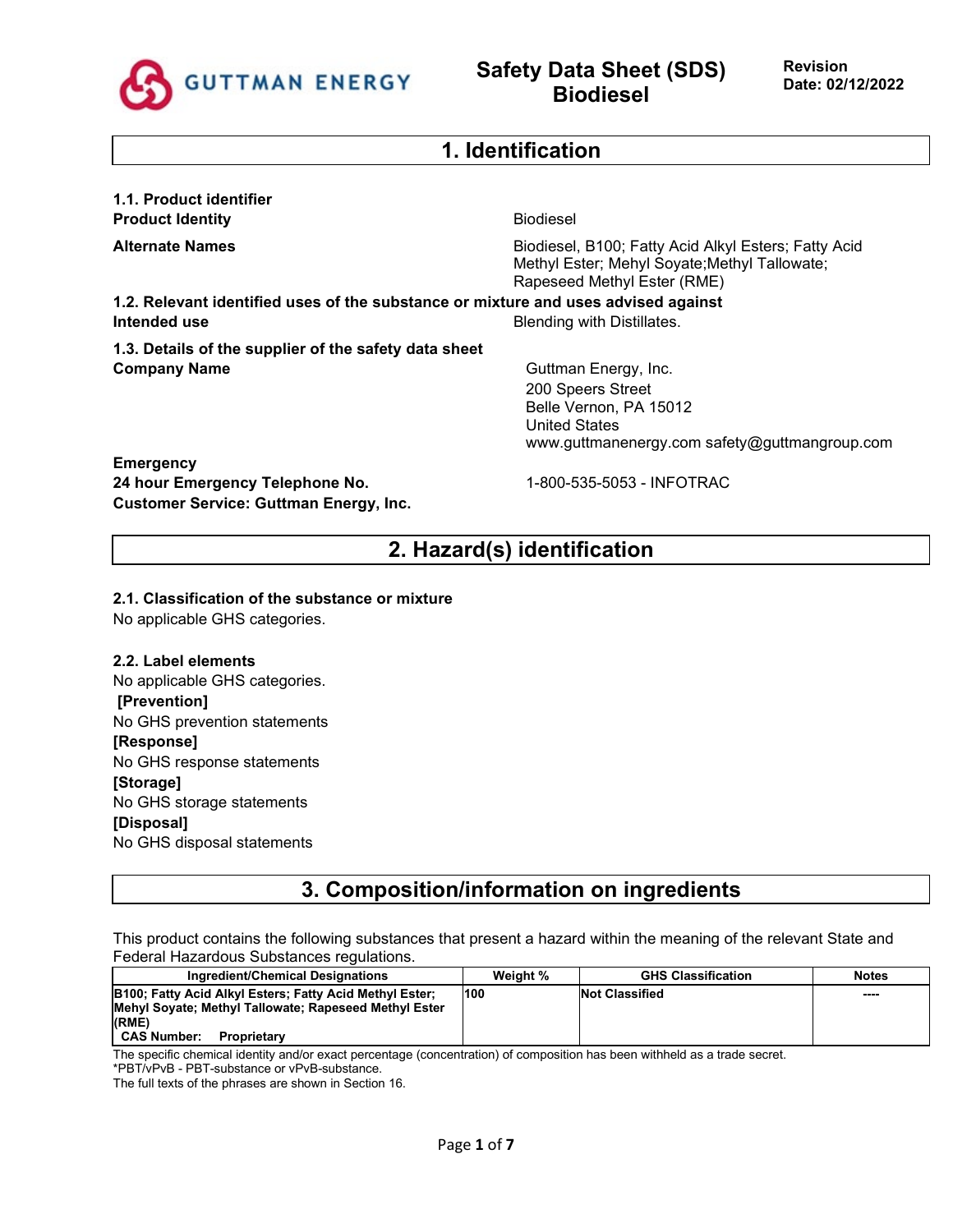# Safety Data Sheet (SDS) Biodiesel

**Revision Date: 02/12/2022**

## 1. Identification

### 1.1. Product identifier

**Product Identity**: Biodiesel

**Alternate Names**: Biodiesel, B100; Fatty Acid Alkyl Esters; Fatty Acid Methyl Ester; Mehyl Soyate;Methyl Tallowate; Rapeseed Methyl Ester (RME)

### 1.2. Relevant identified uses of the substance or mixture and uses advised against

**Intended use**: Blending with Distillates.

### 1.3. Details of the supplier of the safety data sheet

**Company Name**:
Guttman Energy, Inc.
200 Speers Street
Belle Vernon, PA 15012
United States
www.guttmanenergy.com safety@guttmangroup.com

**Emergency**
**24 hour Emergency Telephone No.**: 1-800-535-5053 - INFOTRAC
**Customer Service: Guttman Energy, Inc.**

## 2. Hazard(s) identification

### 2.1. Classification of the substance or mixture

No applicable GHS categories.

### 2.2. Label elements

No applicable GHS categories.

**[Prevention]**
No GHS prevention statements

**[Response]**
No GHS response statements

**[Storage]**
No GHS storage statements

**[Disposal]**
No GHS disposal statements

## 3. Composition/information on ingredients

This product contains the following substances that present a hazard within the meaning of the relevant State and Federal Hazardous Substances regulations.

| Ingredient/Chemical Designations | Weight % | GHS Classification | Notes |
|---|---|---|---|
| **B100; Fatty Acid Alkyl Esters; Fatty Acid Methyl Ester; Mehyl Soyate; Methyl Tallowate; Rapeseed Methyl Ester (RME)** **CAS Number: Proprietary** | **100** | **Not Classified** | ---- |

The specific chemical identity and/or exact percentage (concentration) of composition has been withheld as a trade secret.
*PBT/vPvB - PBT-substance or vPvB-substance.
The full texts of the phrases are shown in Section 16.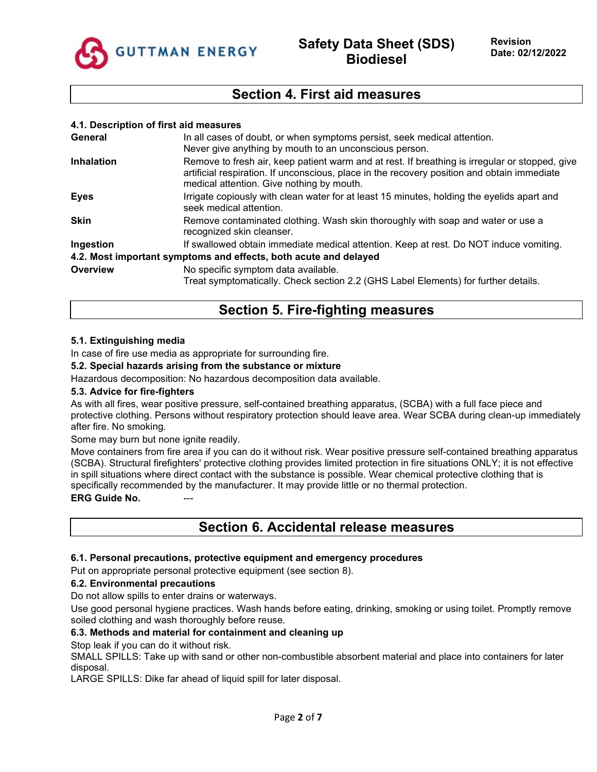## Section 4. First aid measures

### 4.1. Description of first aid measures

| | |
|---|---|
| **General** | In all cases of doubt, or when symptoms persist, seek medical attention. Never give anything by mouth to an unconscious person. |
| **Inhalation** | Remove to fresh air, keep patient warm and at rest. If breathing is irregular or stopped, give artificial respiration. If unconscious, place in the recovery position and obtain immediate medical attention. Give nothing by mouth. |
| **Eyes** | Irrigate copiously with clean water for at least 15 minutes, holding the eyelids apart and seek medical attention. |
| **Skin** | Remove contaminated clothing. Wash skin thoroughly with soap and water or use a recognized skin cleanser. |
| **Ingestion** | If swallowed obtain immediate medical attention. Keep at rest. Do NOT induce vomiting. |

### 4.2. Most important symptoms and effects, both acute and delayed

| | |
|---|---|
| **Overview** | No specific symptom data available. Treat symptomatically. Check section 2.2 (GHS Label Elements) for further details. |

## Section 5. Fire-fighting measures

### 5.1. Extinguishing media

In case of fire use media as appropriate for surrounding fire.

### 5.2. Special hazards arising from the substance or mixture

Hazardous decomposition: No hazardous decomposition data available.

### 5.3. Advice for fire-fighters

As with all fires, wear positive pressure, self-contained breathing apparatus, (SCBA) with a full face piece and protective clothing. Persons without respiratory protection should leave area. Wear SCBA during clean-up immediately after fire. No smoking.

Some may burn but none ignite readily.

Move containers from fire area if you can do it without risk. Wear positive pressure self-contained breathing apparatus (SCBA). Structural firefighters' protective clothing provides limited protection in fire situations ONLY; it is not effective in spill situations where direct contact with the substance is possible. Wear chemical protective clothing that is specifically recommended by the manufacturer. It may provide little or no thermal protection.

**ERG Guide No.** ---

## Section 6. Accidental release measures

### 6.1. Personal precautions, protective equipment and emergency procedures

Put on appropriate personal protective equipment (see section 8).

### 6.2. Environmental precautions

Do not allow spills to enter drains or waterways.

Use good personal hygiene practices. Wash hands before eating, drinking, smoking or using toilet. Promptly remove soiled clothing and wash thoroughly before reuse.

### 6.3. Methods and material for containment and cleaning up

Stop leak if you can do it without risk.

SMALL SPILLS: Take up with sand or other non-combustible absorbent material and place into containers for later disposal.

LARGE SPILLS: Dike far ahead of liquid spill for later disposal.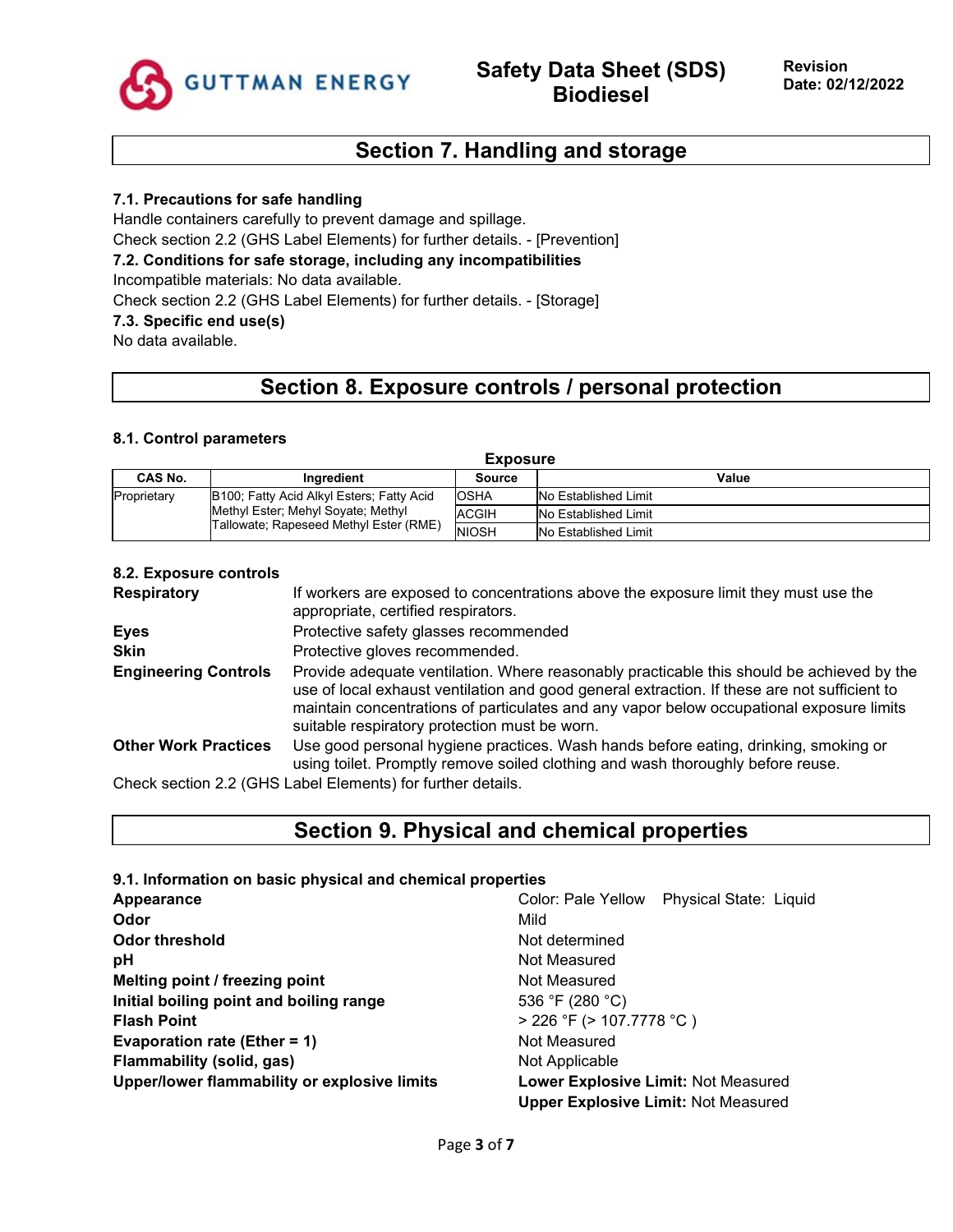## Section 7. Handling and storage

### 7.1. Precautions for safe handling

Handle containers carefully to prevent damage and spillage.
Check section 2.2 (GHS Label Elements) for further details. - [Prevention]

### 7.2. Conditions for safe storage, including any incompatibilities

Incompatible materials: No data available.
Check section 2.2 (GHS Label Elements) for further details. - [Storage]

### 7.3. Specific end use(s)

No data available.

## Section 8. Exposure controls / personal protection

### 8.1. Control parameters

**Exposure**

| CAS No. | Ingredient | Source | Value |
|---|---|---|---|
| Proprietary | B100; Fatty Acid Alkyl Esters; Fatty Acid Methyl Ester; Mehyl Soyate; Methyl Tallowate; Rapeseed Methyl Ester (RME) | OSHA | No Established Limit |
| | | ACGIH | No Established Limit |
| | | NIOSH | No Established Limit |

### 8.2. Exposure controls

**Respiratory** If workers are exposed to concentrations above the exposure limit they must use the appropriate, certified respirators.

**Eyes** Protective safety glasses recommended

**Skin** Protective gloves recommended.

**Engineering Controls** Provide adequate ventilation. Where reasonably practicable this should be achieved by the use of local exhaust ventilation and good general extraction. If these are not sufficient to maintain concentrations of particulates and any vapor below occupational exposure limits suitable respiratory protection must be worn.

**Other Work Practices** Use good personal hygiene practices. Wash hands before eating, drinking, smoking or using toilet. Promptly remove soiled clothing and wash thoroughly before reuse.

Check section 2.2 (GHS Label Elements) for further details.

## Section 9. Physical and chemical properties

### 9.1. Information on basic physical and chemical properties

| | |
|---|---|
| **Appearance** | Color: Pale Yellow    Physical State: Liquid |
| **Odor** | Mild |
| **Odor threshold** | Not determined |
| **pH** | Not Measured |
| **Melting point / freezing point** | Not Measured |
| **Initial boiling point and boiling range** | 536 °F (280 °C) |
| **Flash Point** | > 226 °F (> 107.7778 °C ) |
| **Evaporation rate (Ether = 1)** | Not Measured |
| **Flammability (solid, gas)** | Not Applicable |
| **Upper/lower flammability or explosive limits** | **Lower Explosive Limit:** Not Measured<br>**Upper Explosive Limit:** Not Measured |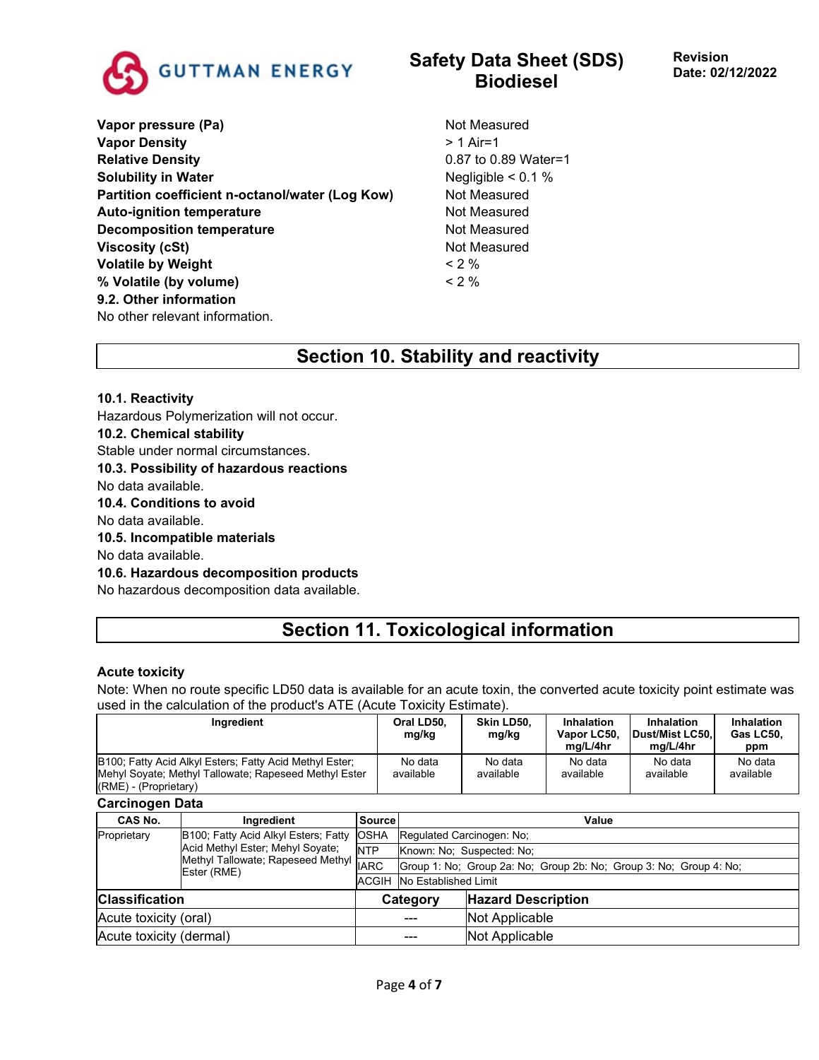| | |
|---|---|
| **Vapor pressure (Pa)** | Not Measured |
| **Vapor Density** | > 1 Air=1 |
| **Relative Density** | 0.87 to 0.89 Water=1 |
| **Solubility in Water** | Negligible < 0.1 % |
| **Partition coefficient n-octanol/water (Log Kow)** | Not Measured |
| **Auto-ignition temperature** | Not Measured |
| **Decomposition temperature** | Not Measured |
| **Viscosity (cSt)** | Not Measured |
| **Volatile by Weight** | < 2 % |
| **% Volatile (by volume)** | < 2 % |

**9.2. Other information**

No other relevant information.

## Section 10. Stability and reactivity

**10.1. Reactivity**

Hazardous Polymerization will not occur.

**10.2. Chemical stability**

Stable under normal circumstances.

**10.3. Possibility of hazardous reactions**

No data available.

**10.4. Conditions to avoid**

No data available.

**10.5. Incompatible materials**

No data available.

**10.6. Hazardous decomposition products**

No hazardous decomposition data available.

## Section 11. Toxicological information

**Acute toxicity**

Note: When no route specific LD50 data is available for an acute toxin, the converted acute toxicity point estimate was used in the calculation of the product's ATE (Acute Toxicity Estimate).

| Ingredient | Oral LD50, mg/kg | Skin LD50, mg/kg | Inhalation Vapor LC50, mg/L/4hr | Inhalation Dust/Mist LC50, mg/L/4hr | Inhalation Gas LC50, ppm |
|---|---|---|---|---|---|
| B100; Fatty Acid Alkyl Esters; Fatty Acid Methyl Ester; Methyl Soyate; Methyl Tallowate; Rapeseed Methyl Ester (RME) - (Proprietary) | No data available | No data available | No data available | No data available | No data available |

**Carcinogen Data**

| CAS No. | Ingredient | Source | Value |
|---|---|---|---|
| Proprietary | B100; Fatty Acid Alkyl Esters; Fatty Acid Methyl Ester; Methyl Soyate; Methyl Tallowate; Rapeseed Methyl Ester (RME) | OSHA | Regulated Carcinogen: No; |
| | | NTP | Known: No; Suspected: No; |
| | | IARC | Group 1: No; Group 2a: No; Group 2b: No; Group 3: No; Group 4: No; |
| | | ACGIH | No Established Limit |

| Classification | Category | Hazard Description |
|---|---|---|
| Acute toxicity (oral) | --- | Not Applicable |
| Acute toxicity (dermal) | --- | Not Applicable |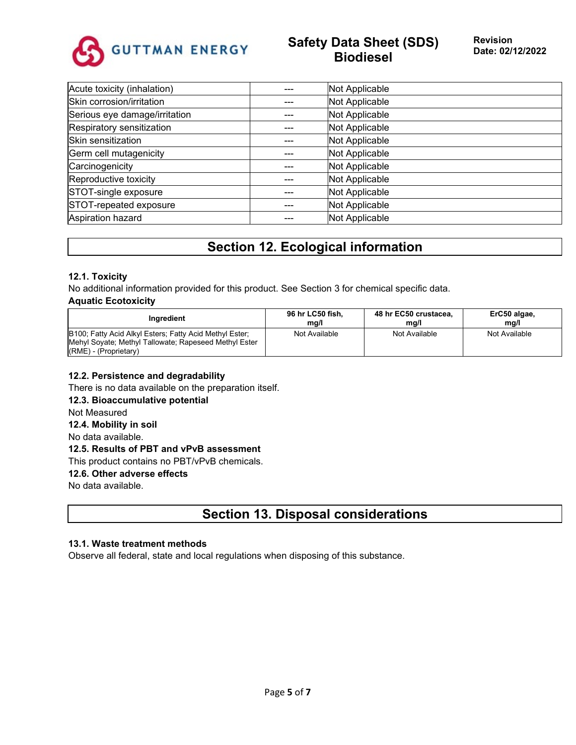| | | |
|---|---|---|
| Acute toxicity (inhalation) | --- | Not Applicable |
| Skin corrosion/irritation | --- | Not Applicable |
| Serious eye damage/irritation | --- | Not Applicable |
| Respiratory sensitization | --- | Not Applicable |
| Skin sensitization | --- | Not Applicable |
| Germ cell mutagenicity | --- | Not Applicable |
| Carcinogenicity | --- | Not Applicable |
| Reproductive toxicity | --- | Not Applicable |
| STOT-single exposure | --- | Not Applicable |
| STOT-repeated exposure | --- | Not Applicable |
| Aspiration hazard | --- | Not Applicable |

# Section 12. Ecological information

### 12.1. Toxicity

No additional information provided for this product. See Section 3 for chemical specific data.

**Aquatic Ecotoxicity**

| Ingredient | 96 hr LC50 fish, mg/l | 48 hr EC50 crustacea, mg/l | ErC50 algae, mg/l |
|---|---|---|---|
| B100; Fatty Acid Alkyl Esters; Fatty Acid Methyl Ester; Mehyl Soyate; Methyl Tallowate; Rapeseed Methyl Ester (RME) - (Proprietary) | Not Available | Not Available | Not Available |

### 12.2. Persistence and degradability

There is no data available on the preparation itself.

### 12.3. Bioaccumulative potential

Not Measured

### 12.4. Mobility in soil

No data available.

### 12.5. Results of PBT and vPvB assessment

This product contains no PBT/vPvB chemicals.

### 12.6. Other adverse effects

No data available.

# Section 13. Disposal considerations

### 13.1. Waste treatment methods

Observe all federal, state and local regulations when disposing of this substance.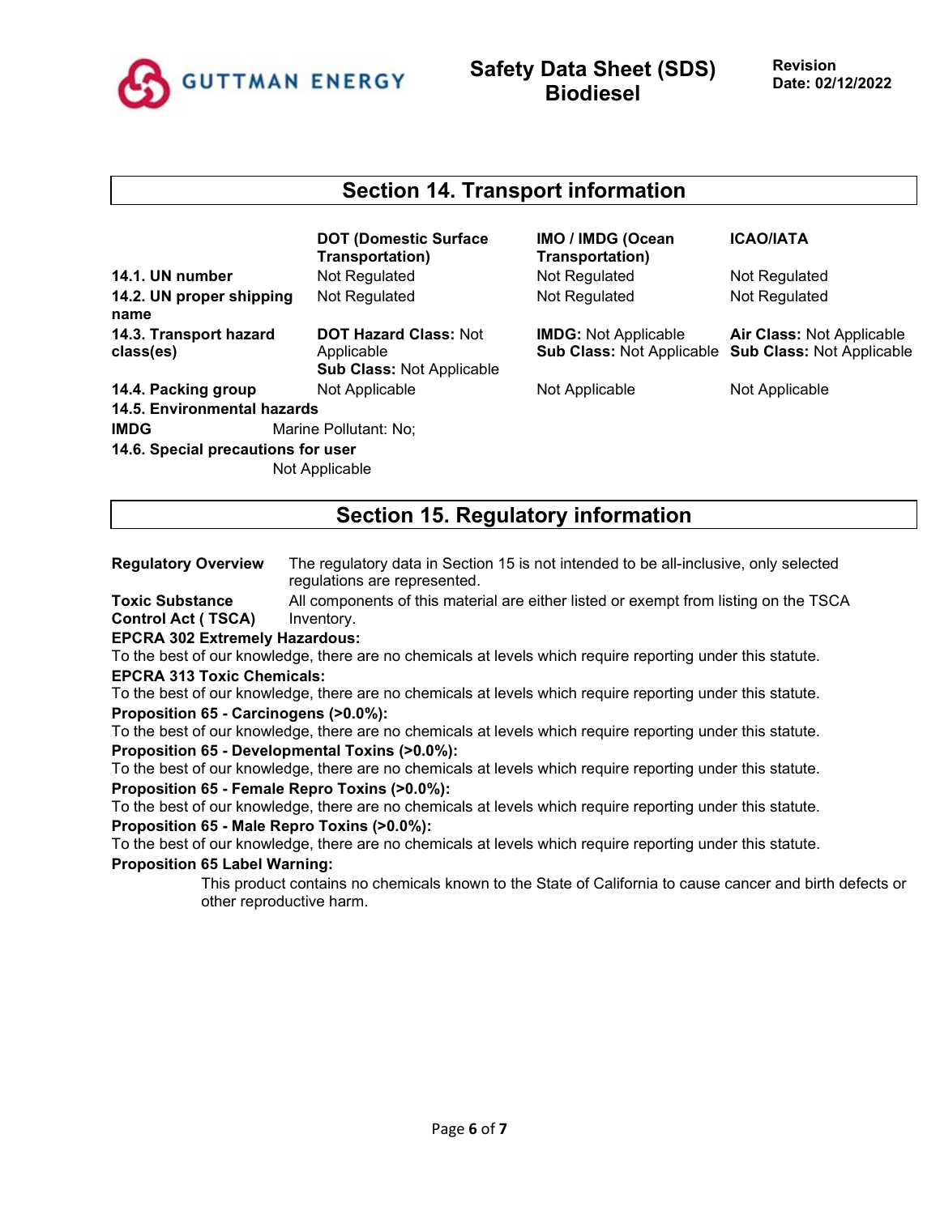## Section 14. Transport information

| | DOT (Domestic Surface Transportation) | IMO / IMDG (Ocean Transportation) | ICAO/IATA |
|---|---|---|---|
| **14.1. UN number** | Not Regulated | Not Regulated | Not Regulated |
| **14.2. UN proper shipping name** | Not Regulated | Not Regulated | Not Regulated |
| **14.3. Transport hazard class(es)** | **DOT Hazard Class:** Not Applicable<br>**Sub Class:** Not Applicable | **IMDG:** Not Applicable<br>**Sub Class:** Not Applicable | **Air Class:** Not Applicable<br>**Sub Class:** Not Applicable |
| **14.4. Packing group** | Not Applicable | Not Applicable | Not Applicable |

**14.5. Environmental hazards**

**IMDG** Marine Pollutant: No;

**14.6. Special precautions for user**

Not Applicable

## Section 15. Regulatory information

**Regulatory Overview** The regulatory data in Section 15 is not intended to be all-inclusive, only selected regulations are represented.

**Toxic Substance Control Act ( TSCA)** All components of this material are either listed or exempt from listing on the TSCA Inventory.

**EPCRA 302 Extremely Hazardous:**

To the best of our knowledge, there are no chemicals at levels which require reporting under this statute.

**EPCRA 313 Toxic Chemicals:**

To the best of our knowledge, there are no chemicals at levels which require reporting under this statute.

**Proposition 65 - Carcinogens (>0.0%):**

To the best of our knowledge, there are no chemicals at levels which require reporting under this statute.

**Proposition 65 - Developmental Toxins (>0.0%):**

To the best of our knowledge, there are no chemicals at levels which require reporting under this statute.

**Proposition 65 - Female Repro Toxins (>0.0%):**

To the best of our knowledge, there are no chemicals at levels which require reporting under this statute.

**Proposition 65 - Male Repro Toxins (>0.0%):**

To the best of our knowledge, there are no chemicals at levels which require reporting under this statute.

**Proposition 65 Label Warning:**

This product contains no chemicals known to the State of California to cause cancer and birth defects or other reproductive harm.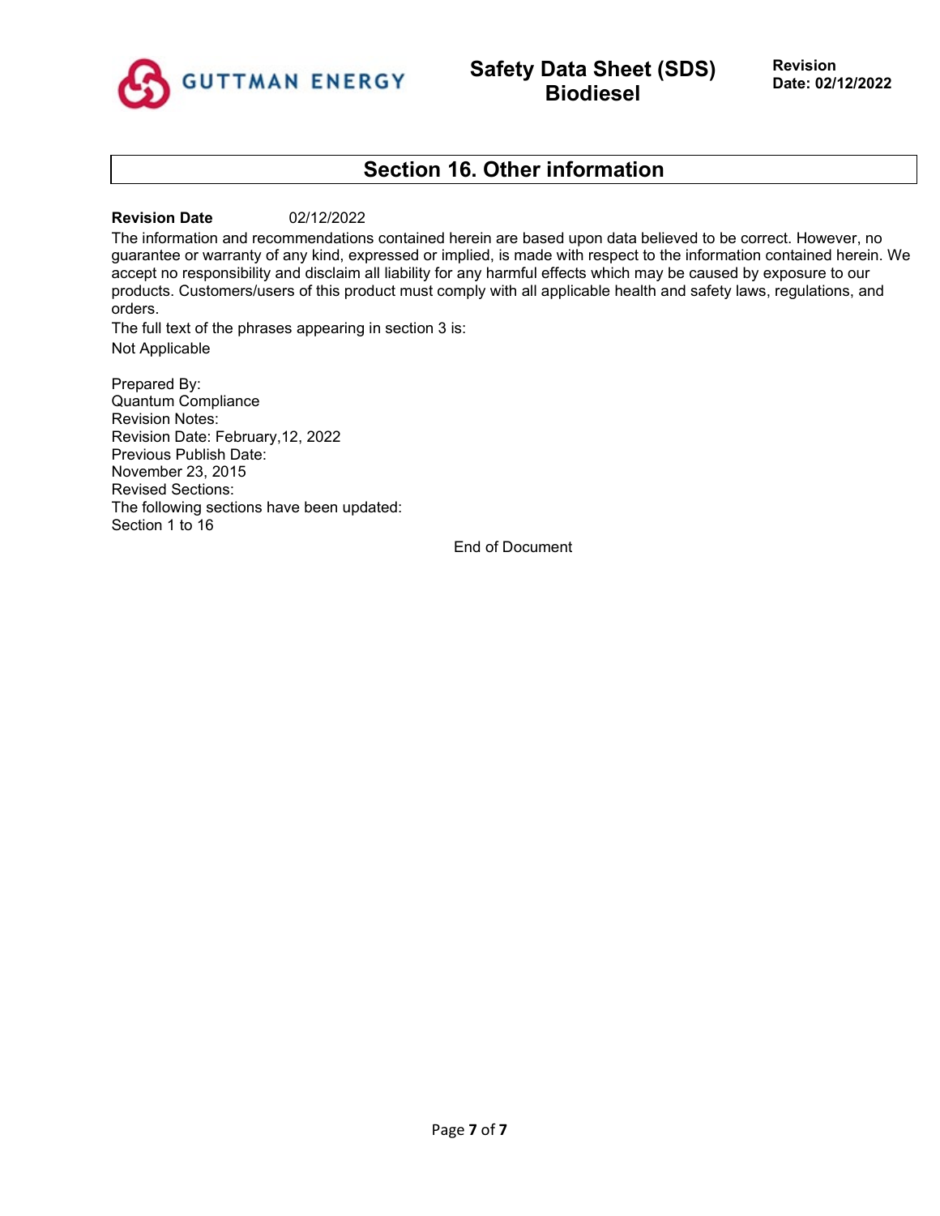## Section 16. Other information

**Revision Date** 02/12/2022

The information and recommendations contained herein are based upon data believed to be correct. However, no guarantee or warranty of any kind, expressed or implied, is made with respect to the information contained herein. We accept no responsibility and disclaim all liability for any harmful effects which may be caused by exposure to our products. Customers/users of this product must comply with all applicable health and safety laws, regulations, and orders.

The full text of the phrases appearing in section 3 is:

Not Applicable

Prepared By:
Quantum Compliance
Revision Notes:
Revision Date: February,12, 2022
Previous Publish Date:
November 23, 2015
Revised Sections:
The following sections have been updated:
Section 1 to 16

End of Document